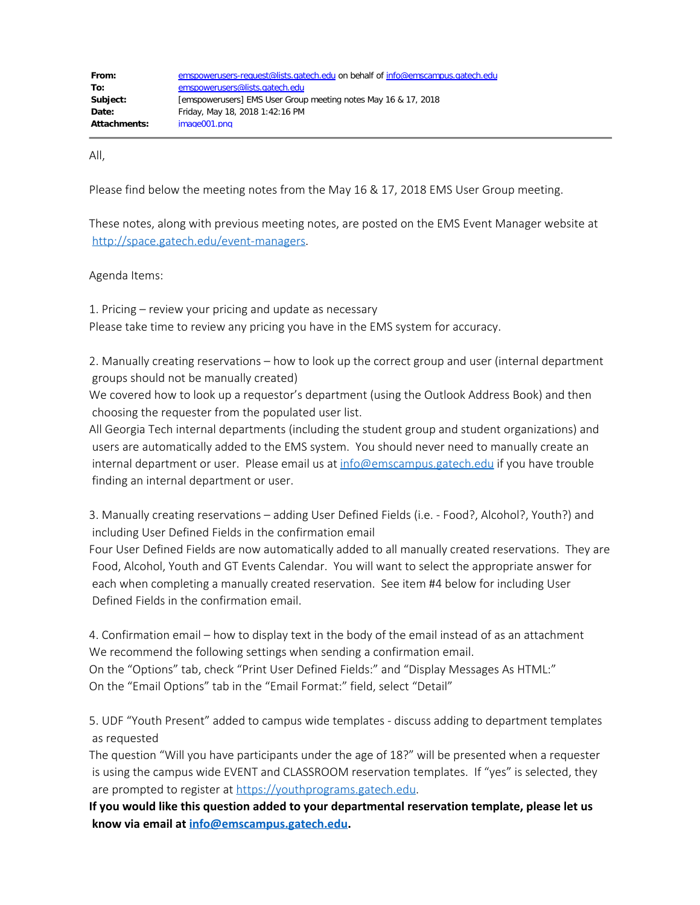| | |
|---|---|
| **From:** | emspowerusers-request@lists.gatech.edu on behalf of info@emscampus.gatech.edu |
| **To:** | emspowerusers@lists.gatech.edu |
| **Subject:** | [emspowerusers] EMS User Group meeting notes May 16 & 17, 2018 |
| **Date:** | Friday, May 18, 2018 1:42:16 PM |
| **Attachments:** | image001.png |

All,

Please find below the meeting notes from the May 16 & 17, 2018 EMS User Group meeting.

These notes, along with previous meeting notes, are posted on the EMS Event Manager website at http://space.gatech.edu/event-managers.

Agenda Items:

1. Pricing – review your pricing and update as necessary
Please take time to review any pricing you have in the EMS system for accuracy.

2. Manually creating reservations – how to look up the correct group and user (internal department groups should not be manually created)
We covered how to look up a requestor's department (using the Outlook Address Book) and then choosing the requester from the populated user list.
All Georgia Tech internal departments (including the student group and student organizations) and users are automatically added to the EMS system. You should never need to manually create an internal department or user. Please email us at info@emscampus.gatech.edu if you have trouble finding an internal department or user.

3. Manually creating reservations – adding User Defined Fields (i.e. - Food?, Alcohol?, Youth?) and including User Defined Fields in the confirmation email
Four User Defined Fields are now automatically added to all manually created reservations. They are Food, Alcohol, Youth and GT Events Calendar. You will want to select the appropriate answer for each when completing a manually created reservation. See item #4 below for including User Defined Fields in the confirmation email.

4. Confirmation email – how to display text in the body of the email instead of as an attachment
We recommend the following settings when sending a confirmation email.
On the "Options" tab, check "Print User Defined Fields:" and "Display Messages As HTML:"
On the "Email Options" tab in the "Email Format:" field, select "Detail"

5. UDF "Youth Present" added to campus wide templates - discuss adding to department templates as requested
The question "Will you have participants under the age of 18?" will be presented when a requester is using the campus wide EVENT and CLASSROOM reservation templates. If "yes" is selected, they are prompted to register at https://youthprograms.gatech.edu.
**If you would like this question added to your departmental reservation template, please let us know via email at info@emscampus.gatech.edu.**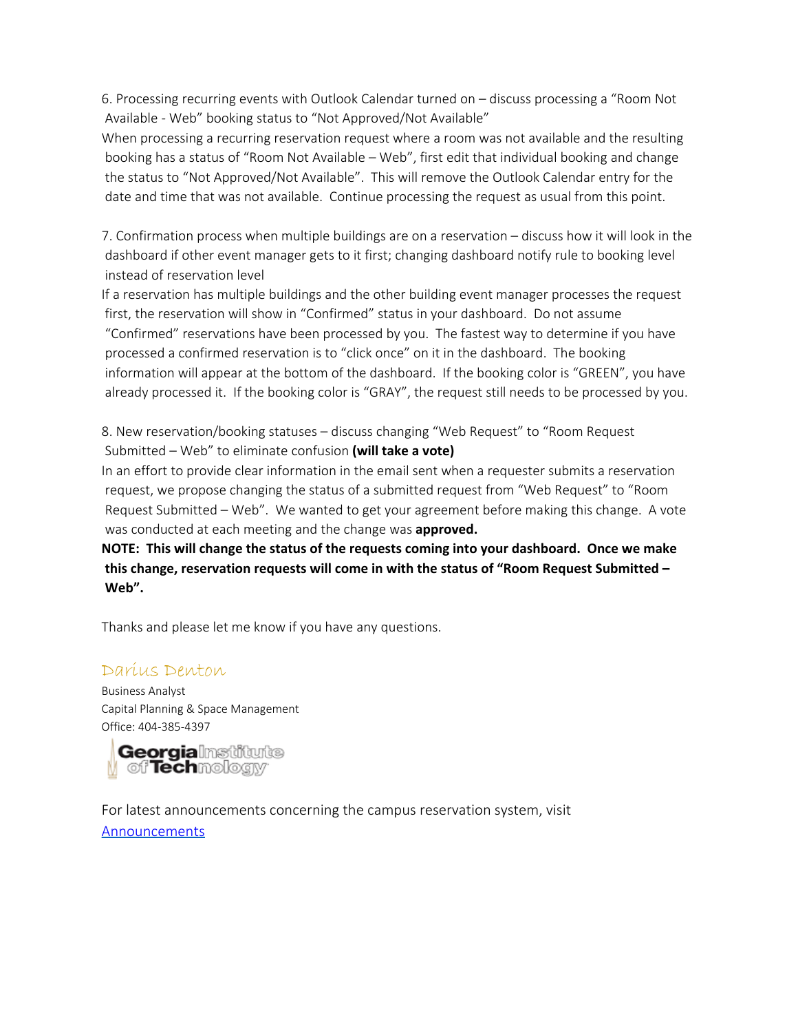6. Processing recurring events with Outlook Calendar turned on – discuss processing a "Room Not Available - Web" booking status to "Not Approved/Not Available"

When processing a recurring reservation request where a room was not available and the resulting booking has a status of "Room Not Available – Web", first edit that individual booking and change the status to "Not Approved/Not Available". This will remove the Outlook Calendar entry for the date and time that was not available. Continue processing the request as usual from this point.

7. Confirmation process when multiple buildings are on a reservation – discuss how it will look in the dashboard if other event manager gets to it first; changing dashboard notify rule to booking level instead of reservation level

If a reservation has multiple buildings and the other building event manager processes the request first, the reservation will show in "Confirmed" status in your dashboard. Do not assume "Confirmed" reservations have been processed by you. The fastest way to determine if you have processed a confirmed reservation is to "click once" on it in the dashboard. The booking information will appear at the bottom of the dashboard. If the booking color is "GREEN", you have already processed it. If the booking color is "GRAY", the request still needs to be processed by you.

8. New reservation/booking statuses – discuss changing "Web Request" to "Room Request Submitted – Web" to eliminate confusion **(will take a vote)**

In an effort to provide clear information in the email sent when a requester submits a reservation request, we propose changing the status of a submitted request from "Web Request" to "Room Request Submitted – Web". We wanted to get your agreement before making this change. A vote was conducted at each meeting and the change was **approved.**

**NOTE: This will change the status of the requests coming into your dashboard. Once we make this change, reservation requests will come in with the status of "Room Request Submitted – Web".**

Thanks and please let me know if you have any questions.

Darius Denton
Business Analyst
Capital Planning & Space Management
Office: 404-385-4397

Georgia Institute of Technology

For latest announcements concerning the campus reservation system, visit
[Announcements]